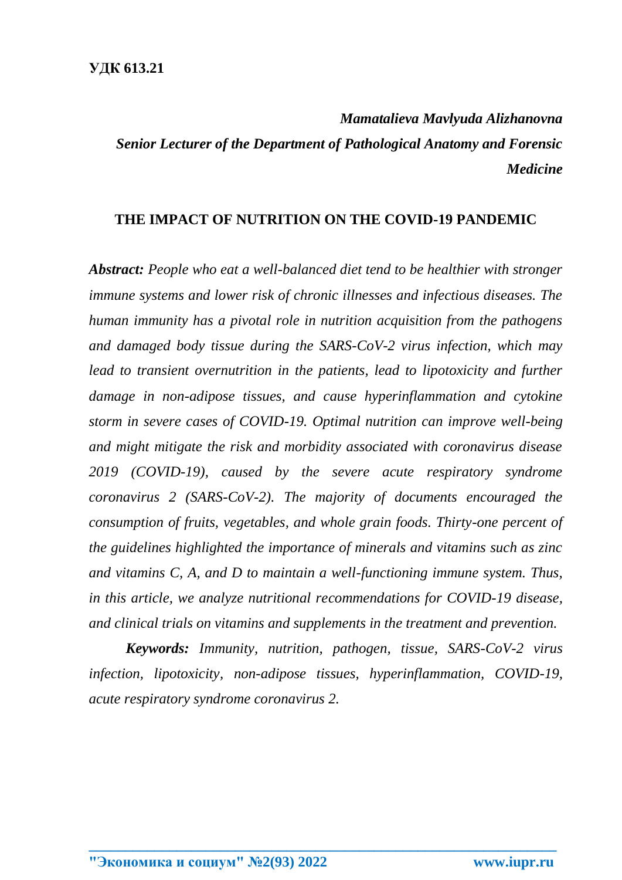**УДК 613.21**

***Mamatalieva Mavlyuda Alizhanovna***

***Senior Lecturer of the Department of Pathological Anatomy and Forensic Medicine***

## THE IMPACT OF NUTRITION ON THE COVID-19 PANDEMIC

***Abstract:*** *People who eat a well-balanced diet tend to be healthier with stronger immune systems and lower risk of chronic illnesses and infectious diseases. The human immunity has a pivotal role in nutrition acquisition from the pathogens and damaged body tissue during the SARS-CoV-2 virus infection, which may lead to transient overnutrition in the patients, lead to lipotoxicity and further damage in non-adipose tissues, and cause hyperinflammation and cytokine storm in severe cases of COVID-19. Optimal nutrition can improve well-being and might mitigate the risk and morbidity associated with coronavirus disease 2019 (COVID-19), caused by the severe acute respiratory syndrome coronavirus 2 (SARS-CoV-2). The majority of documents encouraged the consumption of fruits, vegetables, and whole grain foods. Thirty-one percent of the guidelines highlighted the importance of minerals and vitamins such as zinc and vitamins C, A, and D to maintain a well-functioning immune system. Thus, in this article, we analyze nutritional recommendations for COVID-19 disease, and clinical trials on vitamins and supplements in the treatment and prevention.*

***Keywords:*** *Immunity, nutrition, pathogen, tissue, SARS-CoV-2 virus infection, lipotoxicity, non-adipose tissues, hyperinflammation, COVID-19, acute respiratory syndrome coronavirus 2.*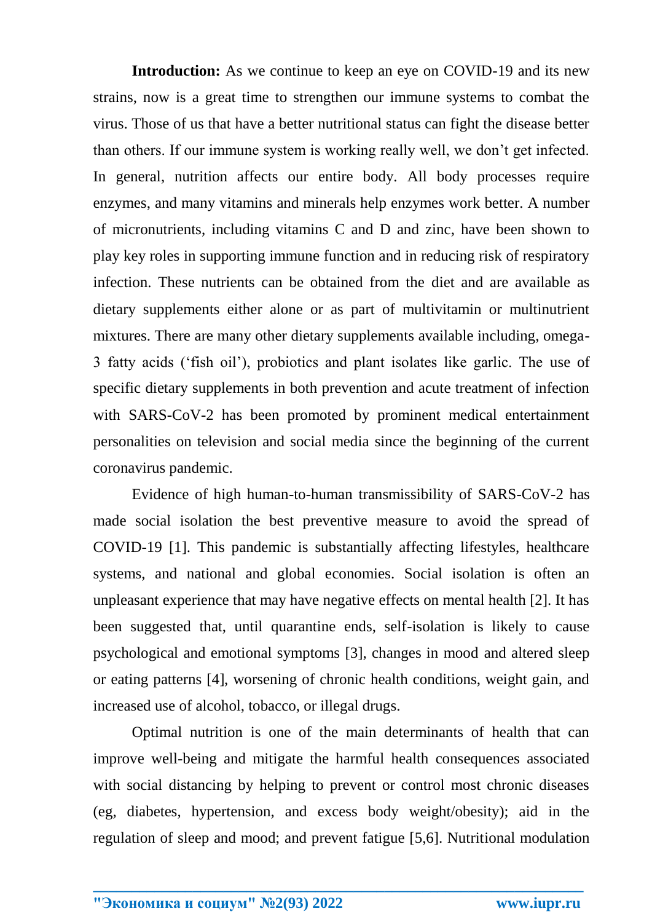**Introduction:** As we continue to keep an eye on COVID-19 and its new strains, now is a great time to strengthen our immune systems to combat the virus. Those of us that have a better nutritional status can fight the disease better than others. If our immune system is working really well, we don't get infected. In general, nutrition affects our entire body. All body processes require enzymes, and many vitamins and minerals help enzymes work better. A number of micronutrients, including vitamins C and D and zinc, have been shown to play key roles in supporting immune function and in reducing risk of respiratory infection. These nutrients can be obtained from the diet and are available as dietary supplements either alone or as part of multivitamin or multinutrient mixtures. There are many other dietary supplements available including, omega-3 fatty acids ('fish oil'), probiotics and plant isolates like garlic. The use of specific dietary supplements in both prevention and acute treatment of infection with SARS-CoV-2 has been promoted by prominent medical entertainment personalities on television and social media since the beginning of the current coronavirus pandemic.

Evidence of high human-to-human transmissibility of SARS-CoV-2 has made social isolation the best preventive measure to avoid the spread of COVID-19 [1]. This pandemic is substantially affecting lifestyles, healthcare systems, and national and global economies. Social isolation is often an unpleasant experience that may have negative effects on mental health [2]. It has been suggested that, until quarantine ends, self-isolation is likely to cause psychological and emotional symptoms [3], changes in mood and altered sleep or eating patterns [4], worsening of chronic health conditions, weight gain, and increased use of alcohol, tobacco, or illegal drugs.

Optimal nutrition is one of the main determinants of health that can improve well-being and mitigate the harmful health consequences associated with social distancing by helping to prevent or control most chronic diseases (eg, diabetes, hypertension, and excess body weight/obesity); aid in the regulation of sleep and mood; and prevent fatigue [5,6]. Nutritional modulation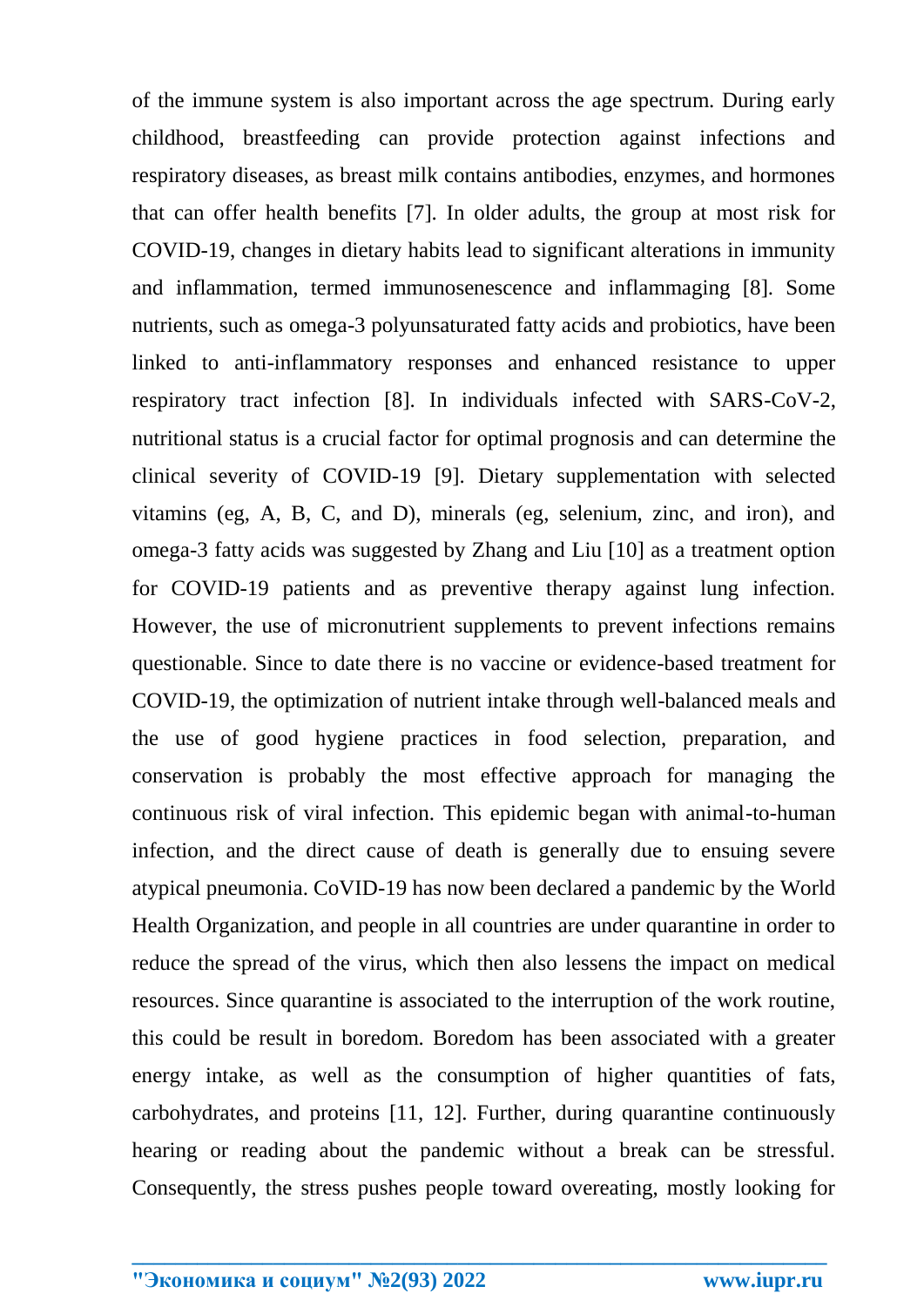of the immune system is also important across the age spectrum. During early childhood, breastfeeding can provide protection against infections and respiratory diseases, as breast milk contains antibodies, enzymes, and hormones that can offer health benefits [7]. In older adults, the group at most risk for COVID-19, changes in dietary habits lead to significant alterations in immunity and inflammation, termed immunosenescence and inflammaging [8]. Some nutrients, such as omega-3 polyunsaturated fatty acids and probiotics, have been linked to anti-inflammatory responses and enhanced resistance to upper respiratory tract infection [8]. In individuals infected with SARS-CoV-2, nutritional status is a crucial factor for optimal prognosis and can determine the clinical severity of COVID-19 [9]. Dietary supplementation with selected vitamins (eg, A, B, C, and D), minerals (eg, selenium, zinc, and iron), and omega-3 fatty acids was suggested by Zhang and Liu [10] as a treatment option for COVID-19 patients and as preventive therapy against lung infection. However, the use of micronutrient supplements to prevent infections remains questionable. Since to date there is no vaccine or evidence-based treatment for COVID-19, the optimization of nutrient intake through well-balanced meals and the use of good hygiene practices in food selection, preparation, and conservation is probably the most effective approach for managing the continuous risk of viral infection. This epidemic began with animal-to-human infection, and the direct cause of death is generally due to ensuing severe atypical pneumonia. CoVID-19 has now been declared a pandemic by the World Health Organization, and people in all countries are under quarantine in order to reduce the spread of the virus, which then also lessens the impact on medical resources. Since quarantine is associated to the interruption of the work routine, this could be result in boredom. Boredom has been associated with a greater energy intake, as well as the consumption of higher quantities of fats, carbohydrates, and proteins [11, 12]. Further, during quarantine continuously hearing or reading about the pandemic without a break can be stressful. Consequently, the stress pushes people toward overeating, mostly looking for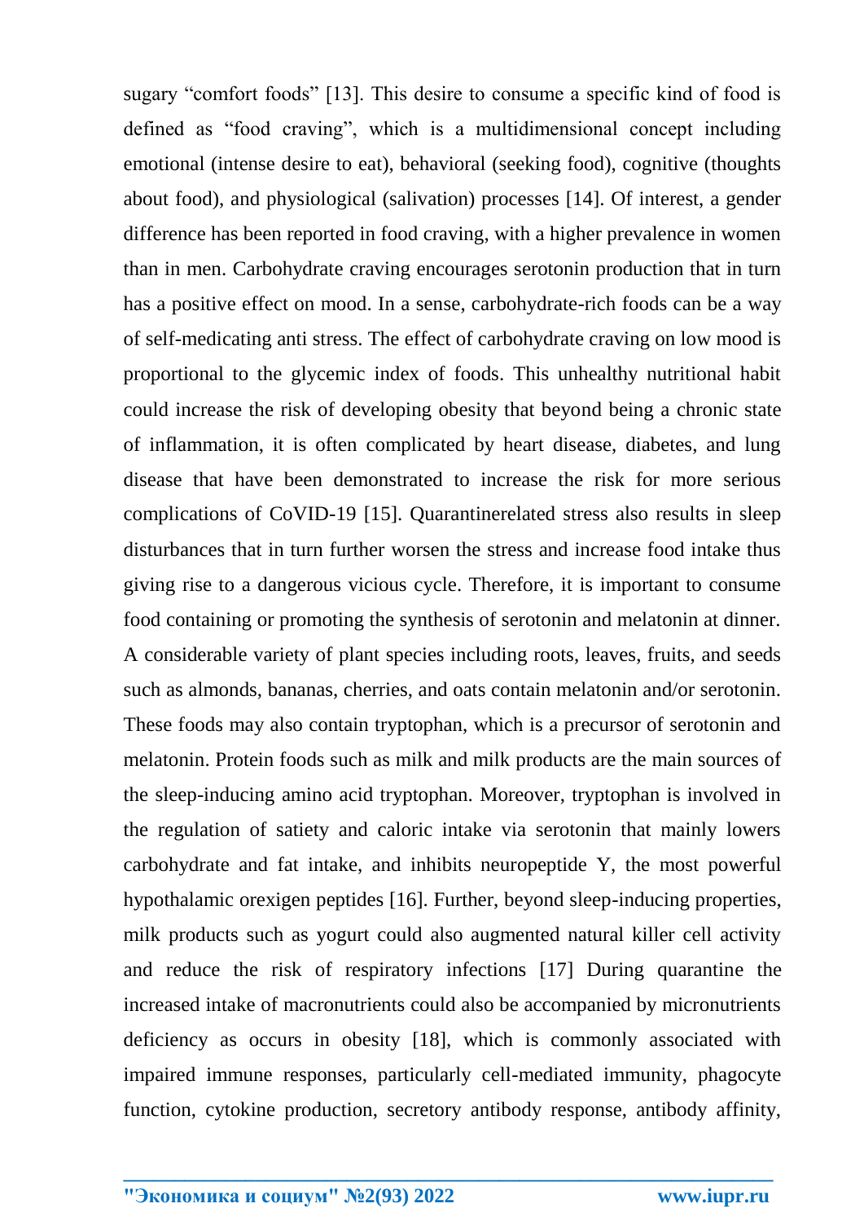sugary “comfort foods” [13]. This desire to consume a specific kind of food is defined as “food craving”, which is a multidimensional concept including emotional (intense desire to eat), behavioral (seeking food), cognitive (thoughts about food), and physiological (salivation) processes [14]. Of interest, a gender difference has been reported in food craving, with a higher prevalence in women than in men. Carbohydrate craving encourages serotonin production that in turn has a positive effect on mood. In a sense, carbohydrate-rich foods can be a way of self-medicating anti stress. The effect of carbohydrate craving on low mood is proportional to the glycemic index of foods. This unhealthy nutritional habit could increase the risk of developing obesity that beyond being a chronic state of inflammation, it is often complicated by heart disease, diabetes, and lung disease that have been demonstrated to increase the risk for more serious complications of CoVID-19 [15]. Quarantinerelated stress also results in sleep disturbances that in turn further worsen the stress and increase food intake thus giving rise to a dangerous vicious cycle. Therefore, it is important to consume food containing or promoting the synthesis of serotonin and melatonin at dinner. A considerable variety of plant species including roots, leaves, fruits, and seeds such as almonds, bananas, cherries, and oats contain melatonin and/or serotonin. These foods may also contain tryptophan, which is a precursor of serotonin and melatonin. Protein foods such as milk and milk products are the main sources of the sleep-inducing amino acid tryptophan. Moreover, tryptophan is involved in the regulation of satiety and caloric intake via serotonin that mainly lowers carbohydrate and fat intake, and inhibits neuropeptide Y, the most powerful hypothalamic orexigen peptides [16]. Further, beyond sleep-inducing properties, milk products such as yogurt could also augmented natural killer cell activity and reduce the risk of respiratory infections [17] During quarantine the increased intake of macronutrients could also be accompanied by micronutrients deficiency as occurs in obesity [18], which is commonly associated with impaired immune responses, particularly cell-mediated immunity, phagocyte function, cytokine production, secretory antibody response, antibody affinity,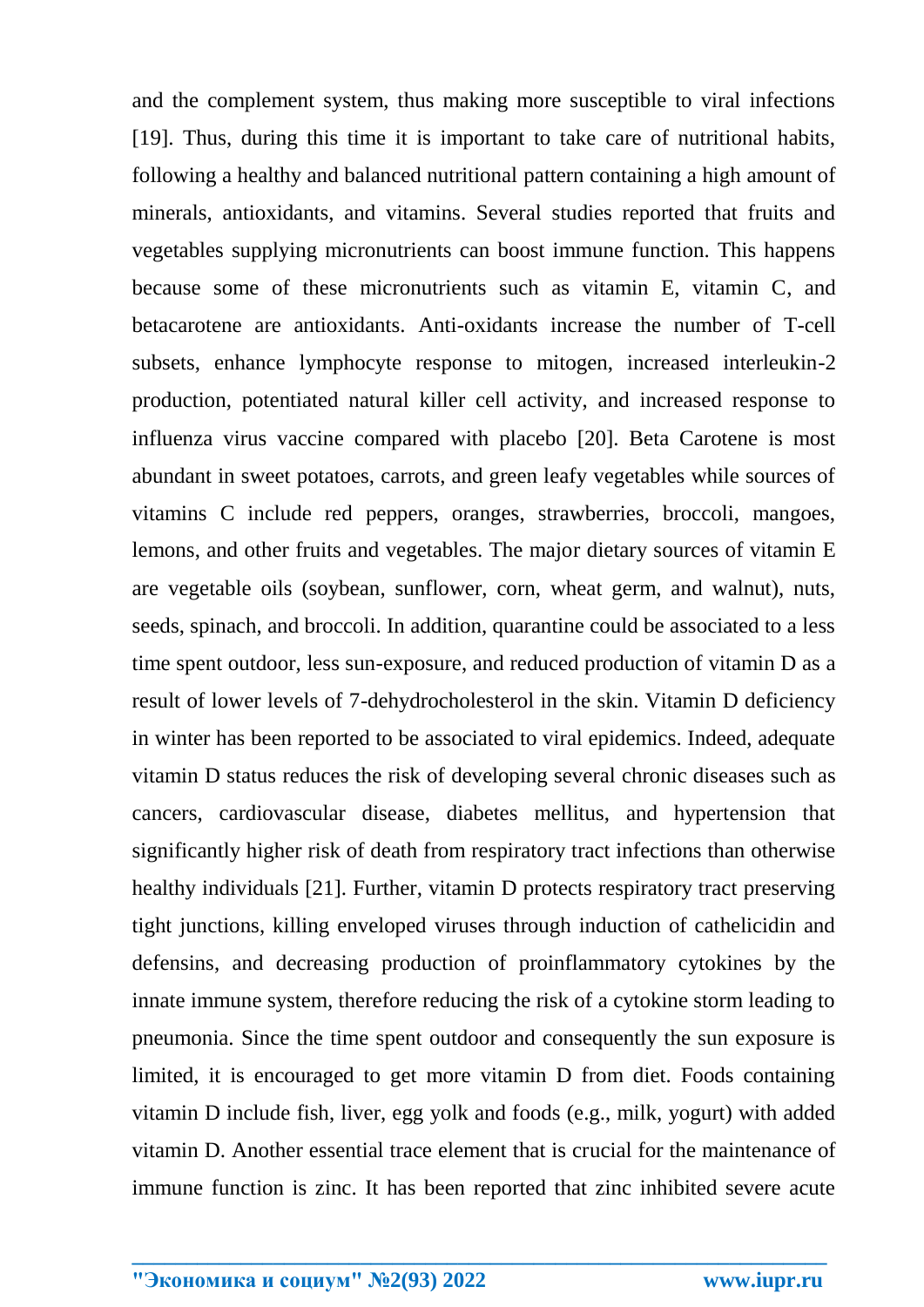and the complement system, thus making more susceptible to viral infections [19]. Thus, during this time it is important to take care of nutritional habits, following a healthy and balanced nutritional pattern containing a high amount of minerals, antioxidants, and vitamins. Several studies reported that fruits and vegetables supplying micronutrients can boost immune function. This happens because some of these micronutrients such as vitamin E, vitamin C, and betacarotene are antioxidants. Anti-oxidants increase the number of T-cell subsets, enhance lymphocyte response to mitogen, increased interleukin-2 production, potentiated natural killer cell activity, and increased response to influenza virus vaccine compared with placebo [20]. Beta Carotene is most abundant in sweet potatoes, carrots, and green leafy vegetables while sources of vitamins C include red peppers, oranges, strawberries, broccoli, mangoes, lemons, and other fruits and vegetables. The major dietary sources of vitamin E are vegetable oils (soybean, sunflower, corn, wheat germ, and walnut), nuts, seeds, spinach, and broccoli. In addition, quarantine could be associated to a less time spent outdoor, less sun-exposure, and reduced production of vitamin D as a result of lower levels of 7-dehydrocholesterol in the skin. Vitamin D deficiency in winter has been reported to be associated to viral epidemics. Indeed, adequate vitamin D status reduces the risk of developing several chronic diseases such as cancers, cardiovascular disease, diabetes mellitus, and hypertension that significantly higher risk of death from respiratory tract infections than otherwise healthy individuals [21]. Further, vitamin D protects respiratory tract preserving tight junctions, killing enveloped viruses through induction of cathelicidin and defensins, and decreasing production of proinflammatory cytokines by the innate immune system, therefore reducing the risk of a cytokine storm leading to pneumonia. Since the time spent outdoor and consequently the sun exposure is limited, it is encouraged to get more vitamin D from diet. Foods containing vitamin D include fish, liver, egg yolk and foods (e.g., milk, yogurt) with added vitamin D. Another essential trace element that is crucial for the maintenance of immune function is zinc. It has been reported that zinc inhibited severe acute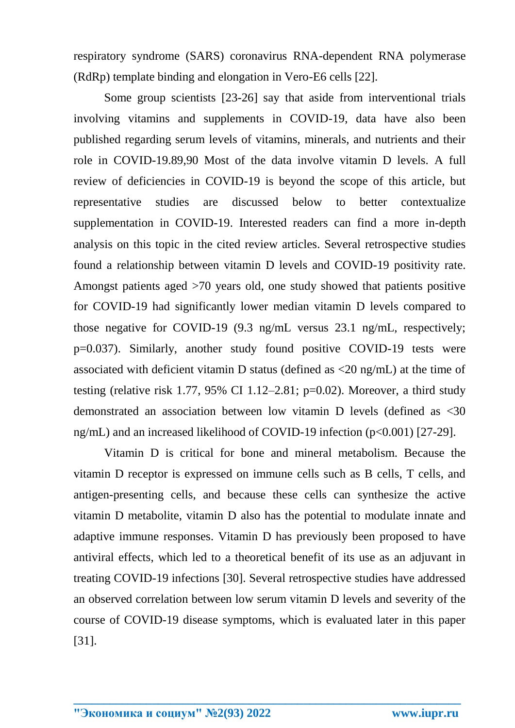respiratory syndrome (SARS) coronavirus RNA-dependent RNA polymerase (RdRp) template binding and elongation in Vero-E6 cells [22].

Some group scientists [23-26] say that aside from interventional trials involving vitamins and supplements in COVID-19, data have also been published regarding serum levels of vitamins, minerals, and nutrients and their role in COVID-19.89,90 Most of the data involve vitamin D levels. A full review of deficiencies in COVID-19 is beyond the scope of this article, but representative studies are discussed below to better contextualize supplementation in COVID-19. Interested readers can find a more in-depth analysis on this topic in the cited review articles. Several retrospective studies found a relationship between vitamin D levels and COVID-19 positivity rate. Amongst patients aged >70 years old, one study showed that patients positive for COVID-19 had significantly lower median vitamin D levels compared to those negative for COVID-19 (9.3 ng/mL versus 23.1 ng/mL, respectively; p=0.037). Similarly, another study found positive COVID-19 tests were associated with deficient vitamin D status (defined as <20 ng/mL) at the time of testing (relative risk 1.77, 95% CI 1.12–2.81; p=0.02). Moreover, a third study demonstrated an association between low vitamin D levels (defined as <30 ng/mL) and an increased likelihood of COVID-19 infection (p<0.001) [27-29].

Vitamin D is critical for bone and mineral metabolism. Because the vitamin D receptor is expressed on immune cells such as B cells, T cells, and antigen-presenting cells, and because these cells can synthesize the active vitamin D metabolite, vitamin D also has the potential to modulate innate and adaptive immune responses. Vitamin D has previously been proposed to have antiviral effects, which led to a theoretical benefit of its use as an adjuvant in treating COVID-19 infections [30]. Several retrospective studies have addressed an observed correlation between low serum vitamin D levels and severity of the course of COVID-19 disease symptoms, which is evaluated later in this paper [31].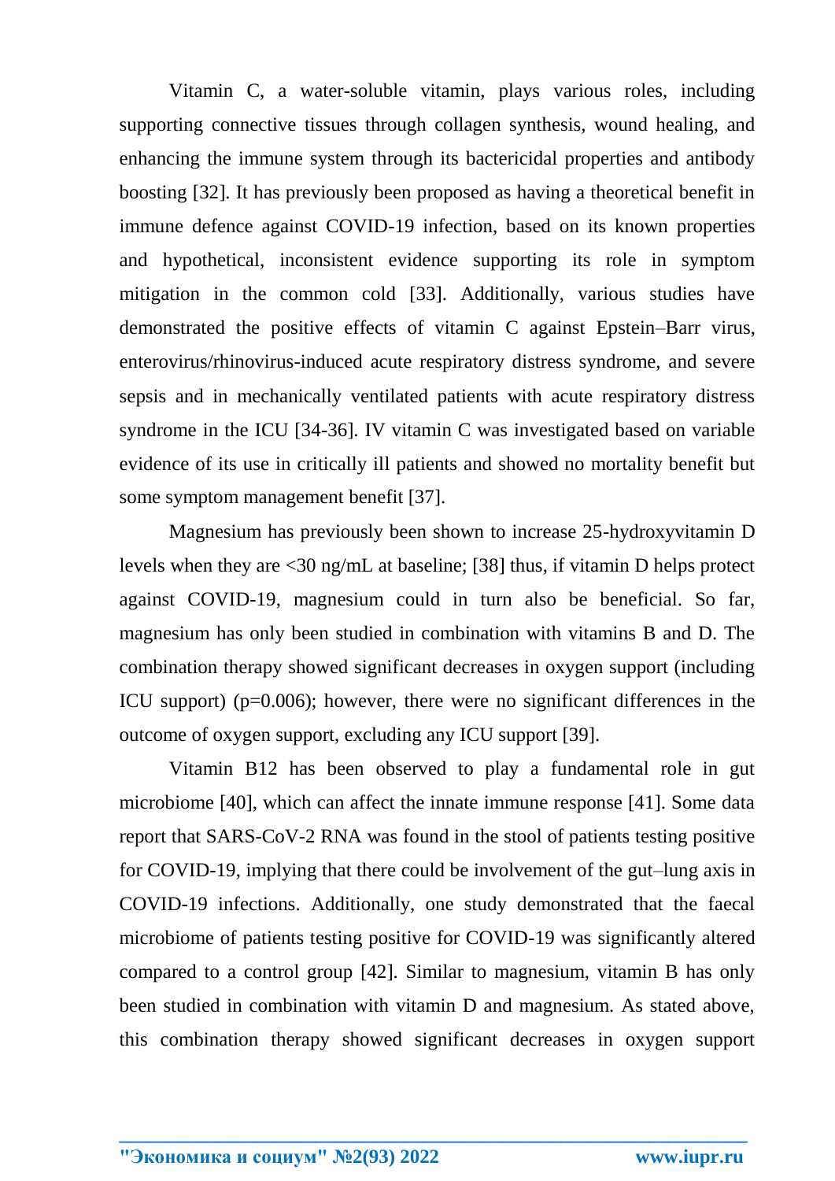Vitamin C, a water-soluble vitamin, plays various roles, including supporting connective tissues through collagen synthesis, wound healing, and enhancing the immune system through its bactericidal properties and antibody boosting [32]. It has previously been proposed as having a theoretical benefit in immune defence against COVID-19 infection, based on its known properties and hypothetical, inconsistent evidence supporting its role in symptom mitigation in the common cold [33]. Additionally, various studies have demonstrated the positive effects of vitamin C against Epstein–Barr virus, enterovirus/rhinovirus-induced acute respiratory distress syndrome, and severe sepsis and in mechanically ventilated patients with acute respiratory distress syndrome in the ICU [34-36]. IV vitamin C was investigated based on variable evidence of its use in critically ill patients and showed no mortality benefit but some symptom management benefit [37].

Magnesium has previously been shown to increase 25-hydroxyvitamin D levels when they are <30 ng/mL at baseline; [38] thus, if vitamin D helps protect against COVID-19, magnesium could in turn also be beneficial. So far, magnesium has only been studied in combination with vitamins B and D. The combination therapy showed significant decreases in oxygen support (including ICU support) ($p=0.006$); however, there were no significant differences in the outcome of oxygen support, excluding any ICU support [39].

Vitamin B12 has been observed to play a fundamental role in gut microbiome [40], which can affect the innate immune response [41]. Some data report that SARS-CoV-2 RNA was found in the stool of patients testing positive for COVID-19, implying that there could be involvement of the gut–lung axis in COVID-19 infections. Additionally, one study demonstrated that the faecal microbiome of patients testing positive for COVID-19 was significantly altered compared to a control group [42]. Similar to magnesium, vitamin B has only been studied in combination with vitamin D and magnesium. As stated above, this combination therapy showed significant decreases in oxygen support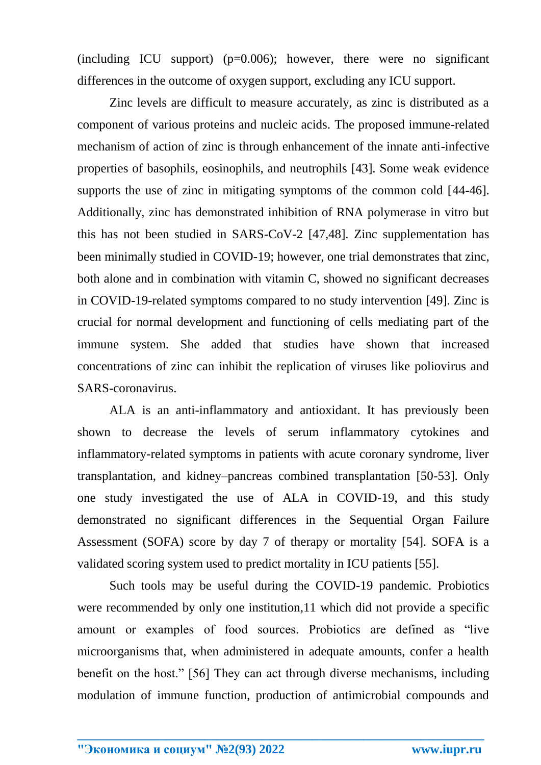(including ICU support) (p=0.006); however, there were no significant differences in the outcome of oxygen support, excluding any ICU support.

Zinc levels are difficult to measure accurately, as zinc is distributed as a component of various proteins and nucleic acids. The proposed immune-related mechanism of action of zinc is through enhancement of the innate anti-infective properties of basophils, eosinophils, and neutrophils [43]. Some weak evidence supports the use of zinc in mitigating symptoms of the common cold [44-46]. Additionally, zinc has demonstrated inhibition of RNA polymerase in vitro but this has not been studied in SARS-CoV-2 [47,48]. Zinc supplementation has been minimally studied in COVID-19; however, one trial demonstrates that zinc, both alone and in combination with vitamin C, showed no significant decreases in COVID-19-related symptoms compared to no study intervention [49]. Zinc is crucial for normal development and functioning of cells mediating part of the immune system. She added that studies have shown that increased concentrations of zinc can inhibit the replication of viruses like poliovirus and SARS-coronavirus.

ALA is an anti-inflammatory and antioxidant. It has previously been shown to decrease the levels of serum inflammatory cytokines and inflammatory-related symptoms in patients with acute coronary syndrome, liver transplantation, and kidney–pancreas combined transplantation [50-53]. Only one study investigated the use of ALA in COVID-19, and this study demonstrated no significant differences in the Sequential Organ Failure Assessment (SOFA) score by day 7 of therapy or mortality [54]. SOFA is a validated scoring system used to predict mortality in ICU patients [55].

Such tools may be useful during the COVID-19 pandemic. Probiotics were recommended by only one institution,11 which did not provide a specific amount or examples of food sources. Probiotics are defined as "live microorganisms that, when administered in adequate amounts, confer a health benefit on the host." [56] They can act through diverse mechanisms, including modulation of immune function, production of antimicrobial compounds and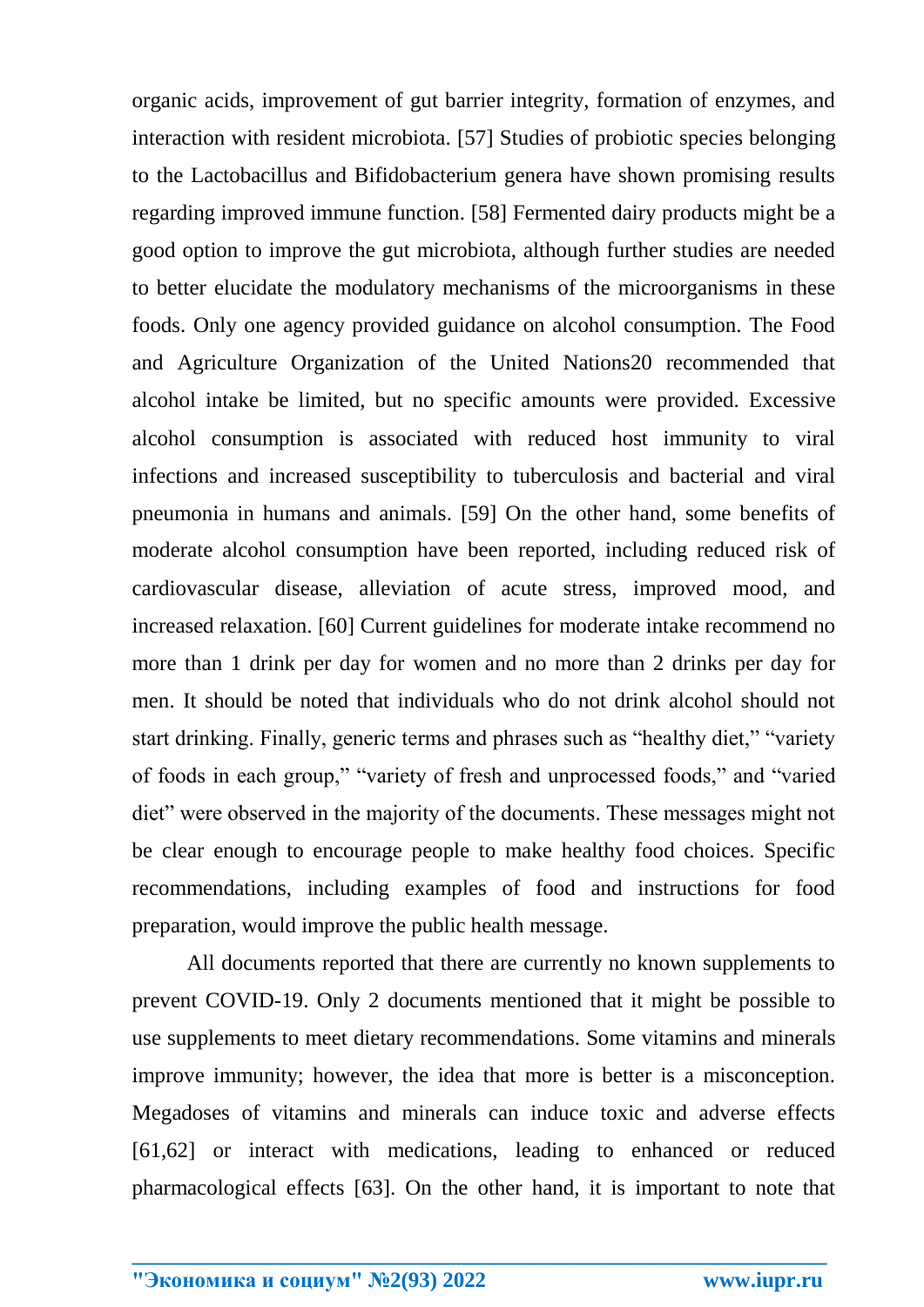organic acids, improvement of gut barrier integrity, formation of enzymes, and interaction with resident microbiota. [57] Studies of probiotic species belonging to the Lactobacillus and Bifidobacterium genera have shown promising results regarding improved immune function. [58] Fermented dairy products might be a good option to improve the gut microbiota, although further studies are needed to better elucidate the modulatory mechanisms of the microorganisms in these foods. Only one agency provided guidance on alcohol consumption. The Food and Agriculture Organization of the United Nations20 recommended that alcohol intake be limited, but no specific amounts were provided. Excessive alcohol consumption is associated with reduced host immunity to viral infections and increased susceptibility to tuberculosis and bacterial and viral pneumonia in humans and animals. [59] On the other hand, some benefits of moderate alcohol consumption have been reported, including reduced risk of cardiovascular disease, alleviation of acute stress, improved mood, and increased relaxation. [60] Current guidelines for moderate intake recommend no more than 1 drink per day for women and no more than 2 drinks per day for men. It should be noted that individuals who do not drink alcohol should not start drinking. Finally, generic terms and phrases such as "healthy diet," "variety of foods in each group," "variety of fresh and unprocessed foods," and "varied diet" were observed in the majority of the documents. These messages might not be clear enough to encourage people to make healthy food choices. Specific recommendations, including examples of food and instructions for food preparation, would improve the public health message.

All documents reported that there are currently no known supplements to prevent COVID-19. Only 2 documents mentioned that it might be possible to use supplements to meet dietary recommendations. Some vitamins and minerals improve immunity; however, the idea that more is better is a misconception. Megadoses of vitamins and minerals can induce toxic and adverse effects [61,62] or interact with medications, leading to enhanced or reduced pharmacological effects [63]. On the other hand, it is important to note that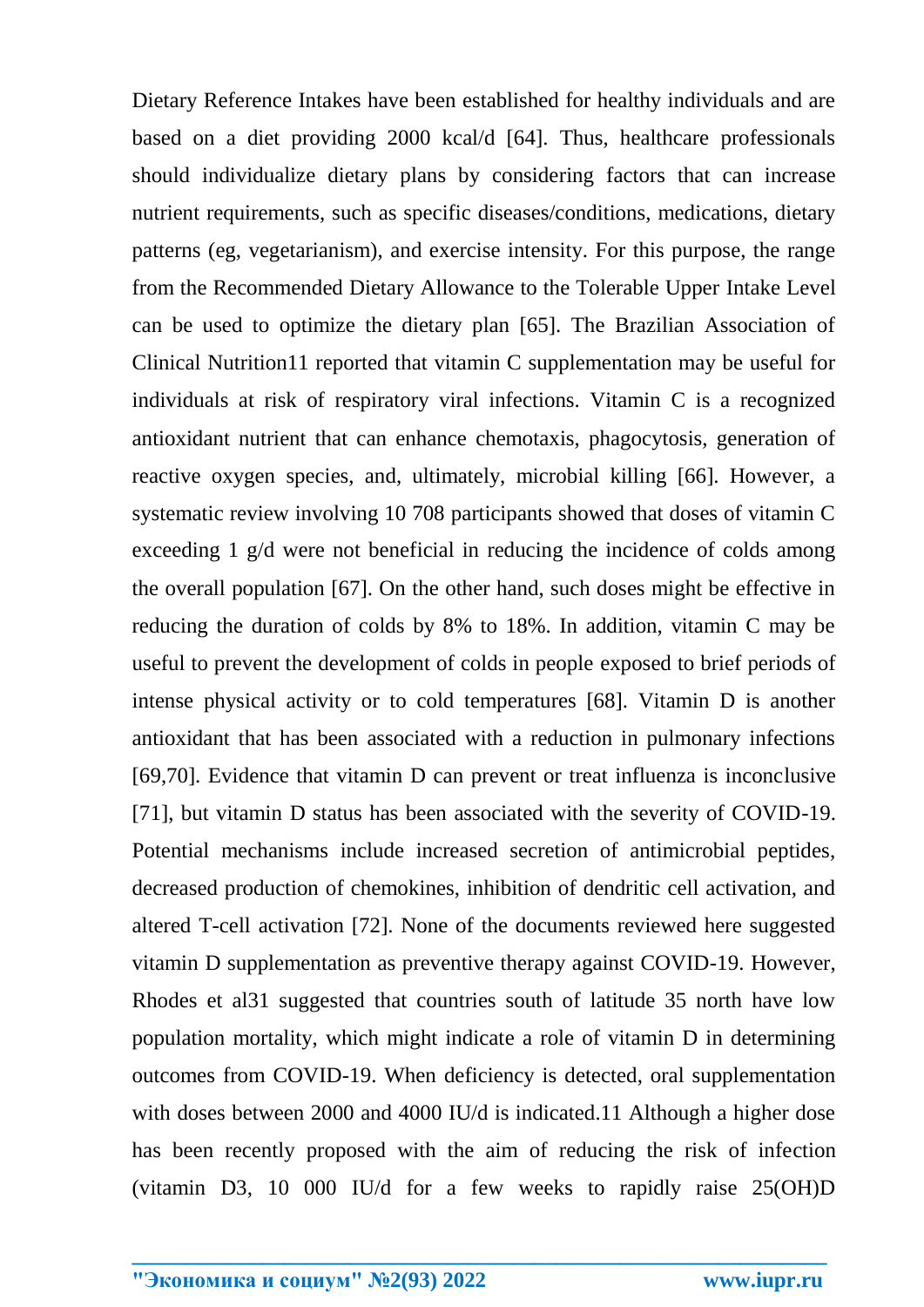Dietary Reference Intakes have been established for healthy individuals and are based on a diet providing 2000 kcal/d [64]. Thus, healthcare professionals should individualize dietary plans by considering factors that can increase nutrient requirements, such as specific diseases/conditions, medications, dietary patterns (eg, vegetarianism), and exercise intensity. For this purpose, the range from the Recommended Dietary Allowance to the Tolerable Upper Intake Level can be used to optimize the dietary plan [65]. The Brazilian Association of Clinical Nutrition11 reported that vitamin C supplementation may be useful for individuals at risk of respiratory viral infections. Vitamin C is a recognized antioxidant nutrient that can enhance chemotaxis, phagocytosis, generation of reactive oxygen species, and, ultimately, microbial killing [66]. However, a systematic review involving 10 708 participants showed that doses of vitamin C exceeding 1 g/d were not beneficial in reducing the incidence of colds among the overall population [67]. On the other hand, such doses might be effective in reducing the duration of colds by 8% to 18%. In addition, vitamin C may be useful to prevent the development of colds in people exposed to brief periods of intense physical activity or to cold temperatures [68]. Vitamin D is another antioxidant that has been associated with a reduction in pulmonary infections [69,70]. Evidence that vitamin D can prevent or treat influenza is inconclusive [71], but vitamin D status has been associated with the severity of COVID-19. Potential mechanisms include increased secretion of antimicrobial peptides, decreased production of chemokines, inhibition of dendritic cell activation, and altered T-cell activation [72]. None of the documents reviewed here suggested vitamin D supplementation as preventive therapy against COVID-19. However, Rhodes et al31 suggested that countries south of latitude 35 north have low population mortality, which might indicate a role of vitamin D in determining outcomes from COVID-19. When deficiency is detected, oral supplementation with doses between 2000 and 4000 IU/d is indicated.11 Although a higher dose has been recently proposed with the aim of reducing the risk of infection (vitamin D3, 10 000 IU/d for a few weeks to rapidly raise 25(OH)D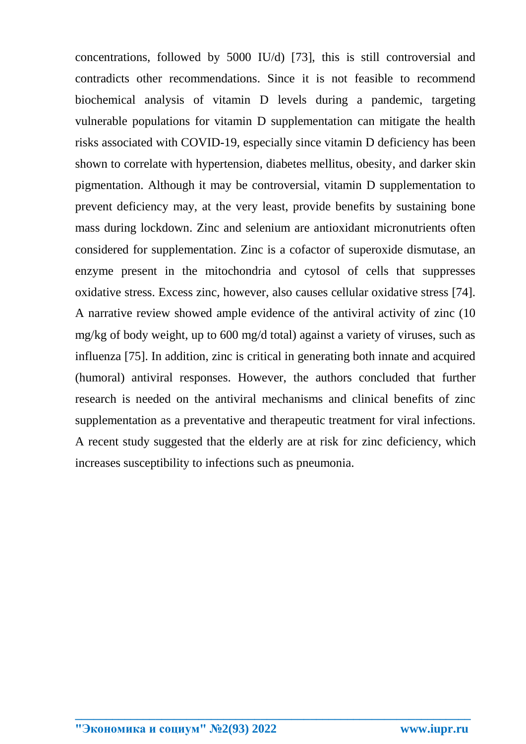concentrations, followed by 5000 IU/d) [73], this is still controversial and contradicts other recommendations. Since it is not feasible to recommend biochemical analysis of vitamin D levels during a pandemic, targeting vulnerable populations for vitamin D supplementation can mitigate the health risks associated with COVID-19, especially since vitamin D deficiency has been shown to correlate with hypertension, diabetes mellitus, obesity, and darker skin pigmentation. Although it may be controversial, vitamin D supplementation to prevent deficiency may, at the very least, provide benefits by sustaining bone mass during lockdown. Zinc and selenium are antioxidant micronutrients often considered for supplementation. Zinc is a cofactor of superoxide dismutase, an enzyme present in the mitochondria and cytosol of cells that suppresses oxidative stress. Excess zinc, however, also causes cellular oxidative stress [74]. A narrative review showed ample evidence of the antiviral activity of zinc (10 mg/kg of body weight, up to 600 mg/d total) against a variety of viruses, such as influenza [75]. In addition, zinc is critical in generating both innate and acquired (humoral) antiviral responses. However, the authors concluded that further research is needed on the antiviral mechanisms and clinical benefits of zinc supplementation as a preventative and therapeutic treatment for viral infections. A recent study suggested that the elderly are at risk for zinc deficiency, which increases susceptibility to infections such as pneumonia.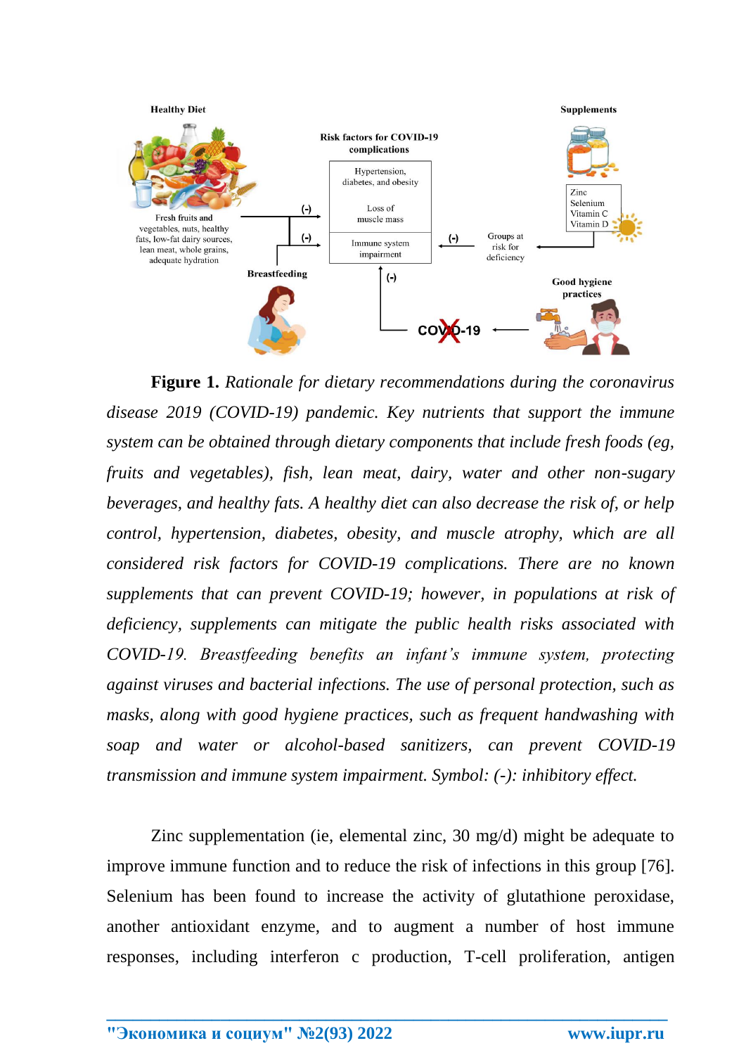Healthy Diet

Fresh fruits and vegetables, nuts, healthy fats, low-fat dairy sources, lean meat, whole grains, adequate hydration

Breastfeeding

Risk factors for COVID-19 complications

Hypertension, diabetes, and obesity

Loss of muscle mass

Immune system impairment

(-)

(-)

(-)

(-)

Groups at risk for deficiency

Supplements

Zinc
Selenium
Vitamin C
Vitamin D

Good hygiene practices

COVID-19

**Figure 1.** *Rationale for dietary recommendations during the coronavirus disease 2019 (COVID-19) pandemic. Key nutrients that support the immune system can be obtained through dietary components that include fresh foods (eg, fruits and vegetables), fish, lean meat, dairy, water and other non-sugary beverages, and healthy fats. A healthy diet can also decrease the risk of, or help control, hypertension, diabetes, obesity, and muscle atrophy, which are all considered risk factors for COVID-19 complications. There are no known supplements that can prevent COVID-19; however, in populations at risk of deficiency, supplements can mitigate the public health risks associated with COVID-19. Breastfeeding benefits an infant's immune system, protecting against viruses and bacterial infections. The use of personal protection, such as masks, along with good hygiene practices, such as frequent handwashing with soap and water or alcohol-based sanitizers, can prevent COVID-19 transmission and immune system impairment. Symbol: (-): inhibitory effect.*

Zinc supplementation (ie, elemental zinc, 30 mg/d) might be adequate to improve immune function and to reduce the risk of infections in this group [76]. Selenium has been found to increase the activity of glutathione peroxidase, another antioxidant enzyme, and to augment a number of host immune responses, including interferon c production, T-cell proliferation, antigen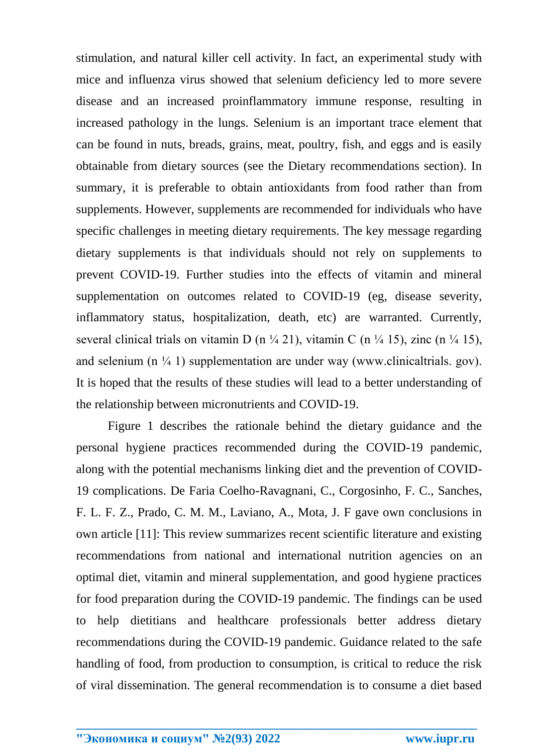stimulation, and natural killer cell activity. In fact, an experimental study with mice and influenza virus showed that selenium deficiency led to more severe disease and an increased proinflammatory immune response, resulting in increased pathology in the lungs. Selenium is an important trace element that can be found in nuts, breads, grains, meat, poultry, fish, and eggs and is easily obtainable from dietary sources (see the Dietary recommendations section). In summary, it is preferable to obtain antioxidants from food rather than from supplements. However, supplements are recommended for individuals who have specific challenges in meeting dietary requirements. The key message regarding dietary supplements is that individuals should not rely on supplements to prevent COVID-19. Further studies into the effects of vitamin and mineral supplementation on outcomes related to COVID-19 (eg, disease severity, inflammatory status, hospitalization, death, etc) are warranted. Currently, several clinical trials on vitamin D (n ¼ 21), vitamin C (n ¼ 15), zinc (n ¼ 15), and selenium (n ¼ 1) supplementation are under way (www.clinicaltrials. gov). It is hoped that the results of these studies will lead to a better understanding of the relationship between micronutrients and COVID-19.

Figure 1 describes the rationale behind the dietary guidance and the personal hygiene practices recommended during the COVID-19 pandemic, along with the potential mechanisms linking diet and the prevention of COVID-19 complications. De Faria Coelho-Ravagnani, C., Corgosinho, F. C., Sanches, F. L. F. Z., Prado, C. M. M., Laviano, A., Mota, J. F gave own conclusions in own article [11]: This review summarizes recent scientific literature and existing recommendations from national and international nutrition agencies on an optimal diet, vitamin and mineral supplementation, and good hygiene practices for food preparation during the COVID-19 pandemic. The findings can be used to help dietitians and healthcare professionals better address dietary recommendations during the COVID-19 pandemic. Guidance related to the safe handling of food, from production to consumption, is critical to reduce the risk of viral dissemination. The general recommendation is to consume a diet based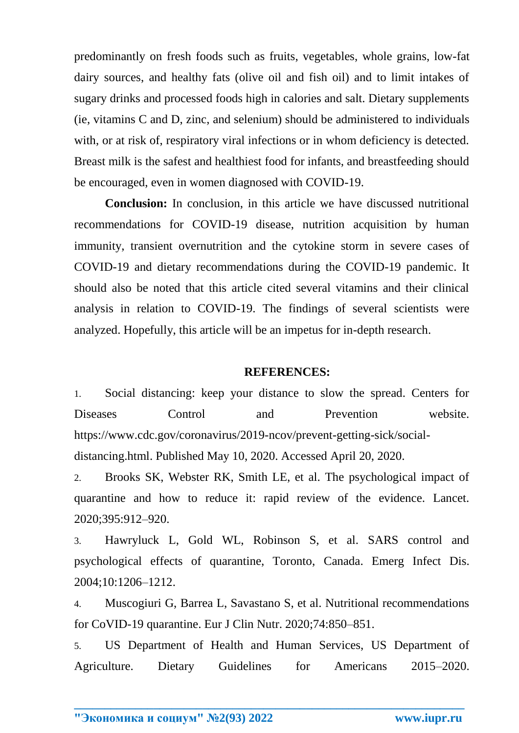predominantly on fresh foods such as fruits, vegetables, whole grains, low-fat dairy sources, and healthy fats (olive oil and fish oil) and to limit intakes of sugary drinks and processed foods high in calories and salt. Dietary supplements (ie, vitamins C and D, zinc, and selenium) should be administered to individuals with, or at risk of, respiratory viral infections or in whom deficiency is detected. Breast milk is the safest and healthiest food for infants, and breastfeeding should be encouraged, even in women diagnosed with COVID-19.

**Conclusion:** In conclusion, in this article we have discussed nutritional recommendations for COVID-19 disease, nutrition acquisition by human immunity, transient overnutrition and the cytokine storm in severe cases of COVID-19 and dietary recommendations during the COVID-19 pandemic. It should also be noted that this article cited several vitamins and their clinical analysis in relation to COVID-19. The findings of several scientists were analyzed. Hopefully, this article will be an impetus for in-depth research.

## REFERENCES:

1. Social distancing: keep your distance to slow the spread. Centers for Diseases Control and Prevention website. https://www.cdc.gov/coronavirus/2019-ncov/prevent-getting-sick/social-distancing.html. Published May 10, 2020. Accessed April 20, 2020.
2. Brooks SK, Webster RK, Smith LE, et al. The psychological impact of quarantine and how to reduce it: rapid review of the evidence. Lancet. 2020;395:912–920.
3. Hawryluck L, Gold WL, Robinson S, et al. SARS control and psychological effects of quarantine, Toronto, Canada. Emerg Infect Dis. 2004;10:1206–1212.
4. Muscogiuri G, Barrea L, Savastano S, et al. Nutritional recommendations for CoVID-19 quarantine. Eur J Clin Nutr. 2020;74:850–851.
5. US Department of Health and Human Services, US Department of Agriculture. Dietary Guidelines for Americans 2015–2020.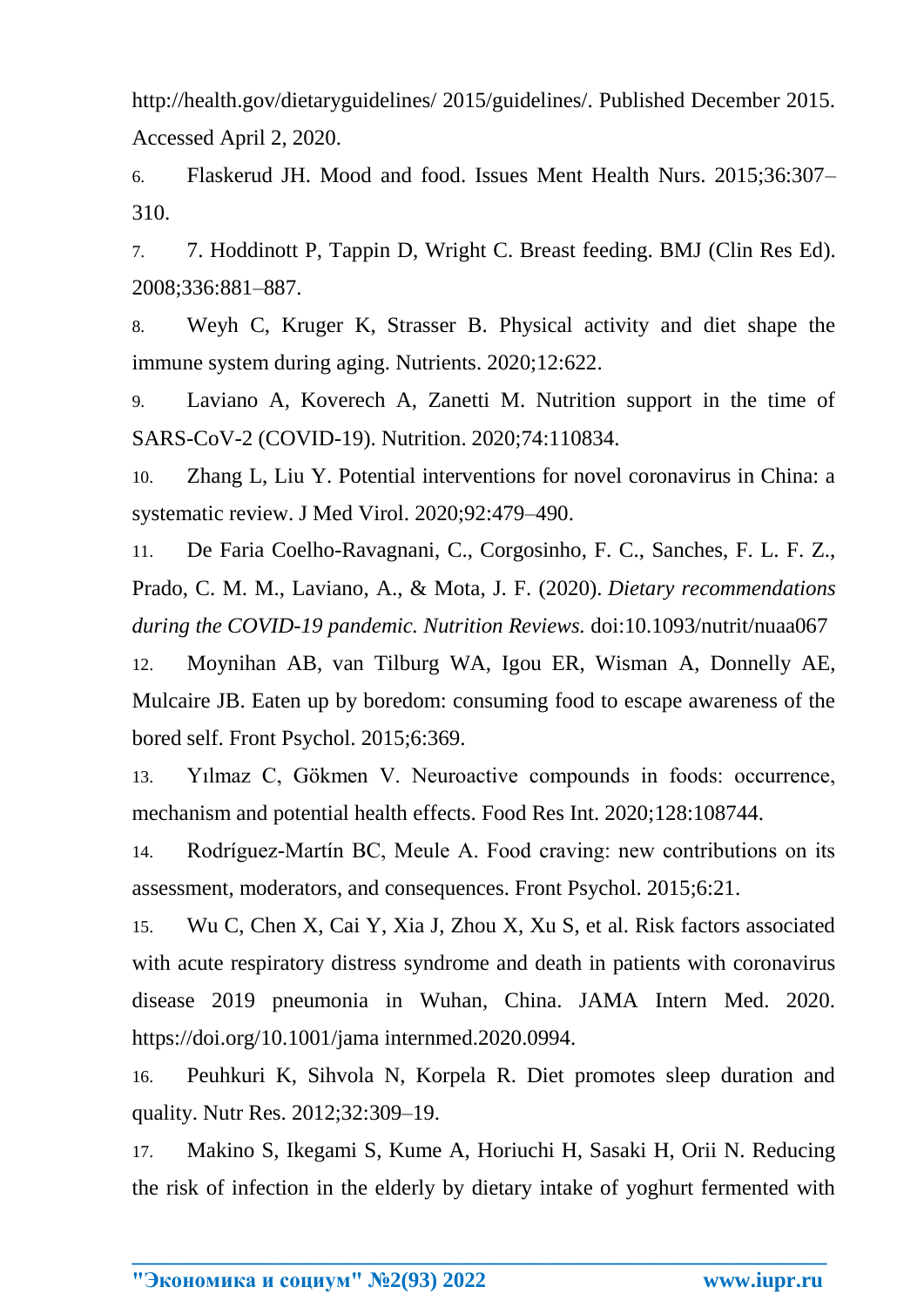http://health.gov/dietaryguidelines/ 2015/guidelines/. Published December 2015. Accessed April 2, 2020.

6. Flaskerud JH. Mood and food. Issues Ment Health Nurs. 2015;36:307–310.

7. 7. Hoddinott P, Tappin D, Wright C. Breast feeding. BMJ (Clin Res Ed). 2008;336:881–887.

8. Weyh C, Kruger K, Strasser B. Physical activity and diet shape the immune system during aging. Nutrients. 2020;12:622.

9. Laviano A, Koverech A, Zanetti M. Nutrition support in the time of SARS-CoV-2 (COVID-19). Nutrition. 2020;74:110834.

10. Zhang L, Liu Y. Potential interventions for novel coronavirus in China: a systematic review. J Med Virol. 2020;92:479–490.

11. De Faria Coelho-Ravagnani, C., Corgosinho, F. C., Sanches, F. L. F. Z., Prado, C. M. M., Laviano, A., & Mota, J. F. (2020). *Dietary recommendations during the COVID-19 pandemic. Nutrition Reviews.* doi:10.1093/nutrit/nuaa067

12. Moynihan AB, van Tilburg WA, Igou ER, Wisman A, Donnelly AE, Mulcaire JB. Eaten up by boredom: consuming food to escape awareness of the bored self. Front Psychol. 2015;6:369.

13. Yılmaz C, Gökmen V. Neuroactive compounds in foods: occurrence, mechanism and potential health effects. Food Res Int. 2020;128:108744.

14. Rodríguez-Martín BC, Meule A. Food craving: new contributions on its assessment, moderators, and consequences. Front Psychol. 2015;6:21.

15. Wu C, Chen X, Cai Y, Xia J, Zhou X, Xu S, et al. Risk factors associated with acute respiratory distress syndrome and death in patients with coronavirus disease 2019 pneumonia in Wuhan, China. JAMA Intern Med. 2020. https://doi.org/10.1001/jama internmed.2020.0994.

16. Peuhkuri K, Sihvola N, Korpela R. Diet promotes sleep duration and quality. Nutr Res. 2012;32:309–19.

17. Makino S, Ikegami S, Kume A, Horiuchi H, Sasaki H, Orii N. Reducing the risk of infection in the elderly by dietary intake of yoghurt fermented with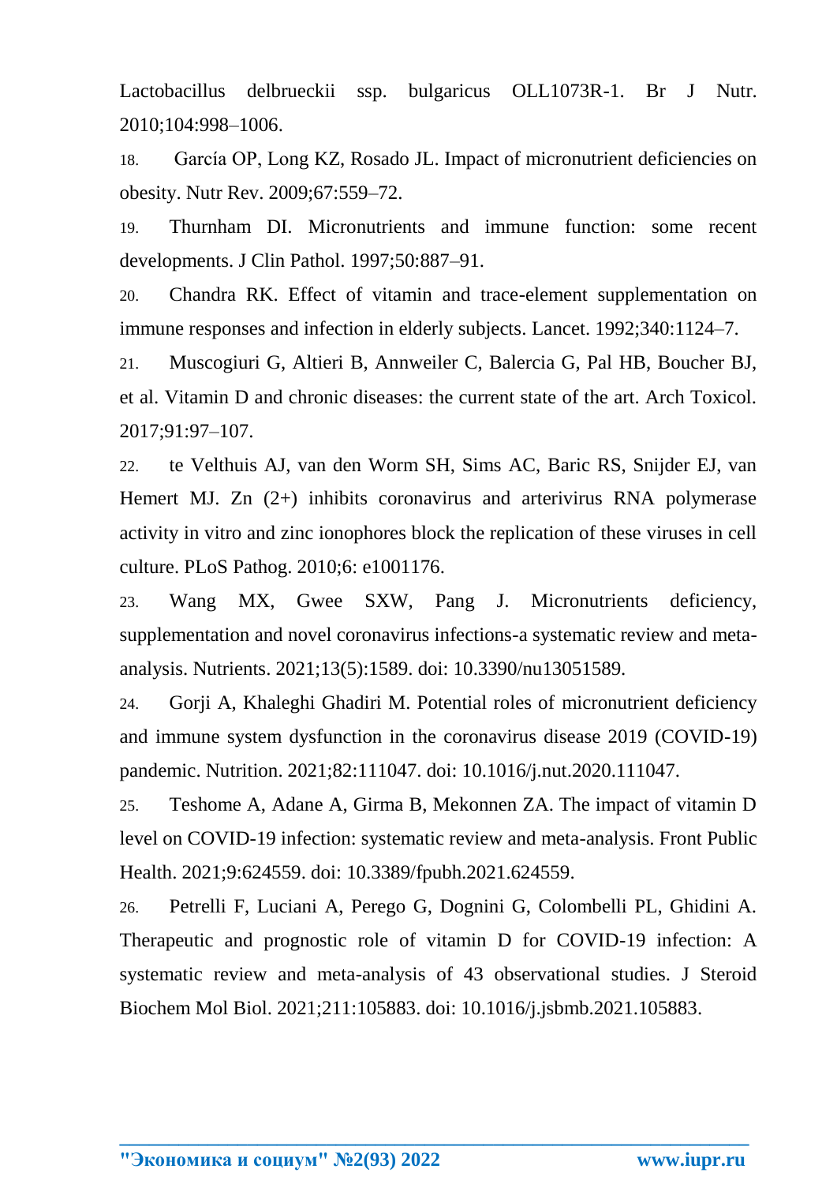Lactobacillus delbrueckii ssp. bulgaricus OLL1073R-1. Br J Nutr. 2010;104:998–1006.

18. García OP, Long KZ, Rosado JL. Impact of micronutrient deficiencies on obesity. Nutr Rev. 2009;67:559–72.

19. Thurnham DI. Micronutrients and immune function: some recent developments. J Clin Pathol. 1997;50:887–91.

20. Chandra RK. Effect of vitamin and trace-element supplementation on immune responses and infection in elderly subjects. Lancet. 1992;340:1124–7.

21. Muscogiuri G, Altieri B, Annweiler C, Balercia G, Pal HB, Boucher BJ, et al. Vitamin D and chronic diseases: the current state of the art. Arch Toxicol. 2017;91:97–107.

22. te Velthuis AJ, van den Worm SH, Sims AC, Baric RS, Snijder EJ, van Hemert MJ. Zn (2+) inhibits coronavirus and arterivirus RNA polymerase activity in vitro and zinc ionophores block the replication of these viruses in cell culture. PLoS Pathog. 2010;6: e1001176.

23. Wang MX, Gwee SXW, Pang J. Micronutrients deficiency, supplementation and novel coronavirus infections-a systematic review and meta-analysis. Nutrients. 2021;13(5):1589. doi: 10.3390/nu13051589.

24. Gorji A, Khaleghi Ghadiri M. Potential roles of micronutrient deficiency and immune system dysfunction in the coronavirus disease 2019 (COVID-19) pandemic. Nutrition. 2021;82:111047. doi: 10.1016/j.nut.2020.111047.

25. Teshome A, Adane A, Girma B, Mekonnen ZA. The impact of vitamin D level on COVID-19 infection: systematic review and meta-analysis. Front Public Health. 2021;9:624559. doi: 10.3389/fpubh.2021.624559.

26. Petrelli F, Luciani A, Perego G, Dognini G, Colombelli PL, Ghidini A. Therapeutic and prognostic role of vitamin D for COVID-19 infection: A systematic review and meta-analysis of 43 observational studies. J Steroid Biochem Mol Biol. 2021;211:105883. doi: 10.1016/j.jsbmb.2021.105883.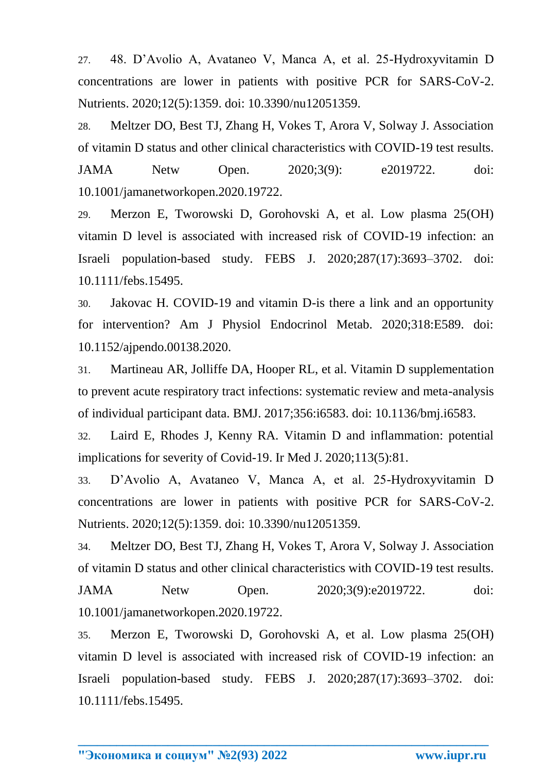27. 48. D'Avolio A, Avataneo V, Manca A, et al. 25-Hydroxyvitamin D concentrations are lower in patients with positive PCR for SARS-CoV-2. Nutrients. 2020;12(5):1359. doi: 10.3390/nu12051359.

28. Meltzer DO, Best TJ, Zhang H, Vokes T, Arora V, Solway J. Association of vitamin D status and other clinical characteristics with COVID-19 test results. JAMA Netw Open. 2020;3(9): e2019722. doi: 10.1001/jamanetworkopen.2020.19722.

29. Merzon E, Tworowski D, Gorohovski A, et al. Low plasma 25(OH) vitamin D level is associated with increased risk of COVID-19 infection: an Israeli population-based study. FEBS J. 2020;287(17):3693–3702. doi: 10.1111/febs.15495.

30. Jakovac H. COVID-19 and vitamin D-is there a link and an opportunity for intervention? Am J Physiol Endocrinol Metab. 2020;318:E589. doi: 10.1152/ajpendo.00138.2020.

31. Martineau AR, Jolliffe DA, Hooper RL, et al. Vitamin D supplementation to prevent acute respiratory tract infections: systematic review and meta-analysis of individual participant data. BMJ. 2017;356:i6583. doi: 10.1136/bmj.i6583.

32. Laird E, Rhodes J, Kenny RA. Vitamin D and inflammation: potential implications for severity of Covid-19. Ir Med J. 2020;113(5):81.

33. D'Avolio A, Avataneo V, Manca A, et al. 25-Hydroxyvitamin D concentrations are lower in patients with positive PCR for SARS-CoV-2. Nutrients. 2020;12(5):1359. doi: 10.3390/nu12051359.

34. Meltzer DO, Best TJ, Zhang H, Vokes T, Arora V, Solway J. Association of vitamin D status and other clinical characteristics with COVID-19 test results. JAMA Netw Open. 2020;3(9):e2019722. doi: 10.1001/jamanetworkopen.2020.19722.

35. Merzon E, Tworowski D, Gorohovski A, et al. Low plasma 25(OH) vitamin D level is associated with increased risk of COVID-19 infection: an Israeli population-based study. FEBS J. 2020;287(17):3693–3702. doi: 10.1111/febs.15495.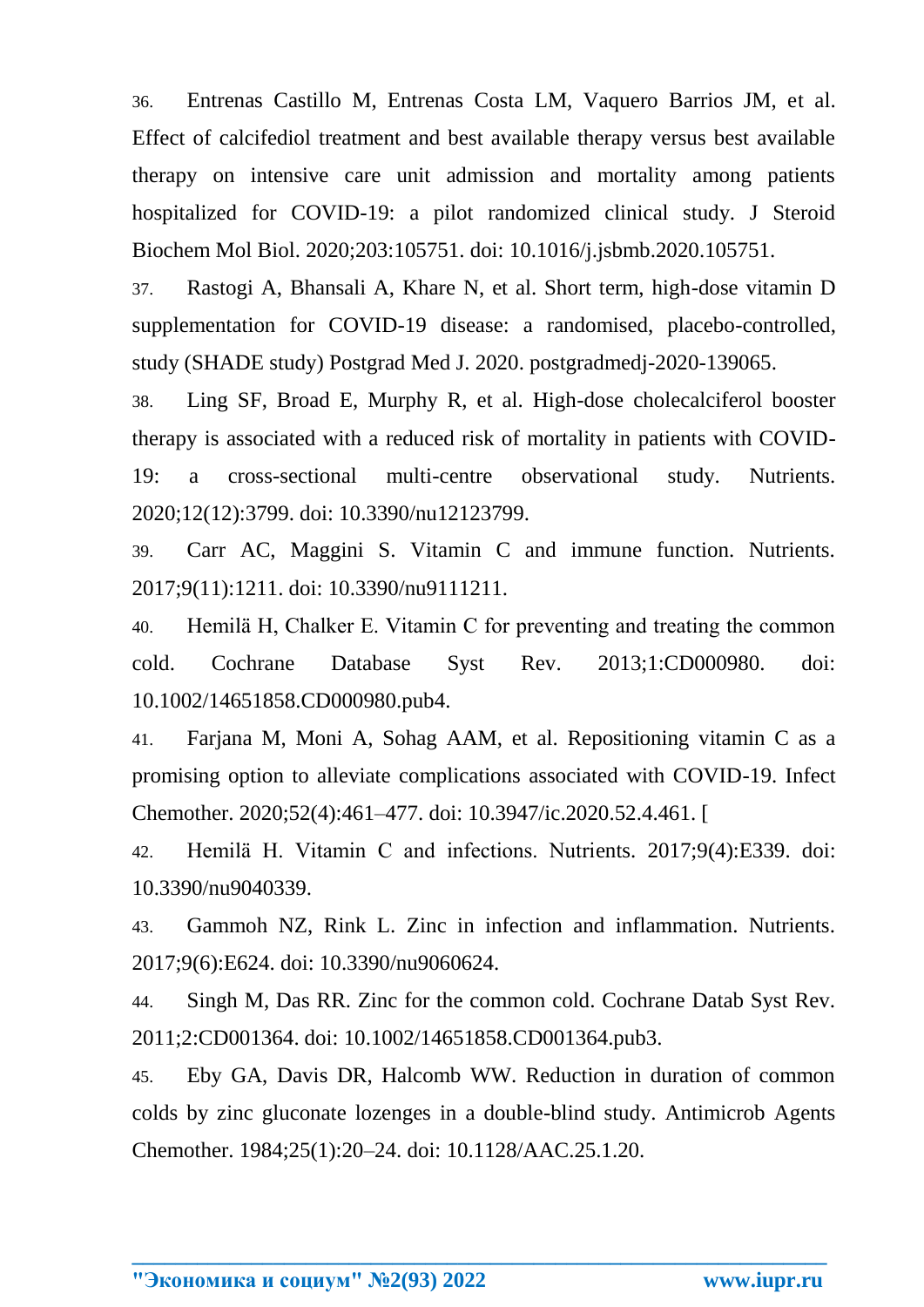36. Entrenas Castillo M, Entrenas Costa LM, Vaquero Barrios JM, et al. Effect of calcifediol treatment and best available therapy versus best available therapy on intensive care unit admission and mortality among patients hospitalized for COVID-19: a pilot randomized clinical study. J Steroid Biochem Mol Biol. 2020;203:105751. doi: 10.1016/j.jsbmb.2020.105751.
37. Rastogi A, Bhansali A, Khare N, et al. Short term, high-dose vitamin D supplementation for COVID-19 disease: a randomised, placebo-controlled, study (SHADE study) Postgrad Med J. 2020. postgradmedj-2020-139065.
38. Ling SF, Broad E, Murphy R, et al. High-dose cholecalciferol booster therapy is associated with a reduced risk of mortality in patients with COVID-19: a cross-sectional multi-centre observational study. Nutrients. 2020;12(12):3799. doi: 10.3390/nu12123799.
39. Carr AC, Maggini S. Vitamin C and immune function. Nutrients. 2017;9(11):1211. doi: 10.3390/nu9111211.
40. Hemilä H, Chalker E. Vitamin C for preventing and treating the common cold. Cochrane Database Syst Rev. 2013;1:CD000980. doi: 10.1002/14651858.CD000980.pub4.
41. Farjana M, Moni A, Sohag AAM, et al. Repositioning vitamin C as a promising option to alleviate complications associated with COVID-19. Infect Chemother. 2020;52(4):461–477. doi: 10.3947/ic.2020.52.4.461. [
42. Hemilä H. Vitamin C and infections. Nutrients. 2017;9(4):E339. doi: 10.3390/nu9040339.
43. Gammoh NZ, Rink L. Zinc in infection and inflammation. Nutrients. 2017;9(6):E624. doi: 10.3390/nu9060624.
44. Singh M, Das RR. Zinc for the common cold. Cochrane Datab Syst Rev. 2011;2:CD001364. doi: 10.1002/14651858.CD001364.pub3.
45. Eby GA, Davis DR, Halcomb WW. Reduction in duration of common colds by zinc gluconate lozenges in a double-blind study. Antimicrob Agents Chemother. 1984;25(1):20–24. doi: 10.1128/AAC.25.1.20.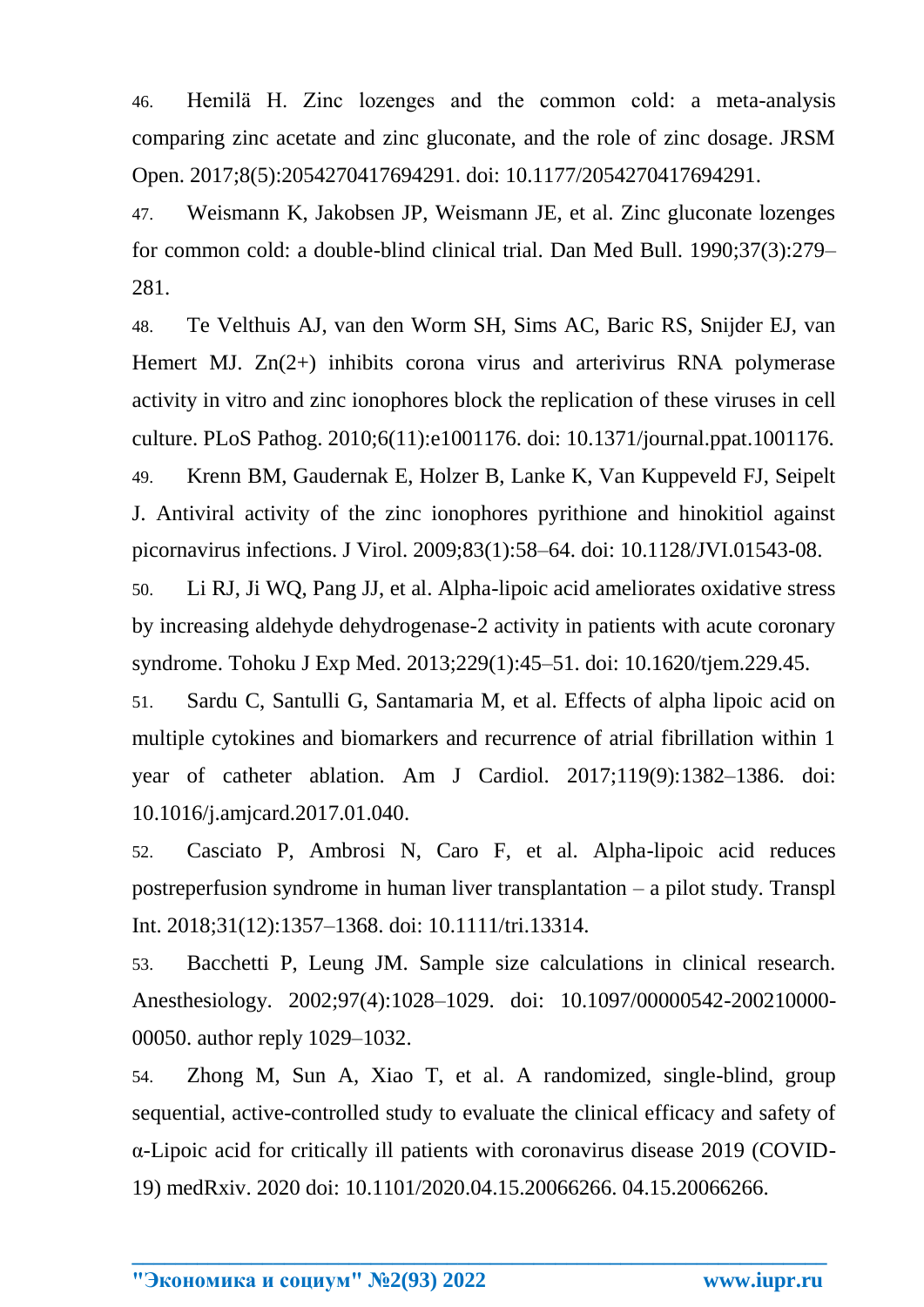46. Hemilä H. Zinc lozenges and the common cold: a meta-analysis comparing zinc acetate and zinc gluconate, and the role of zinc dosage. JRSM Open. 2017;8(5):2054270417694291. doi: 10.1177/2054270417694291.

47. Weismann K, Jakobsen JP, Weismann JE, et al. Zinc gluconate lozenges for common cold: a double-blind clinical trial. Dan Med Bull. 1990;37(3):279–281.

48. Te Velthuis AJ, van den Worm SH, Sims AC, Baric RS, Snijder EJ, van Hemert MJ. Zn(2+) inhibits corona virus and arterivirus RNA polymerase activity in vitro and zinc ionophores block the replication of these viruses in cell culture. PLoS Pathog. 2010;6(11):e1001176. doi: 10.1371/journal.ppat.1001176.

49. Krenn BM, Gaudernak E, Holzer B, Lanke K, Van Kuppeveld FJ, Seipelt J. Antiviral activity of the zinc ionophores pyrithione and hinokitiol against picornavirus infections. J Virol. 2009;83(1):58–64. doi: 10.1128/JVI.01543-08.

50. Li RJ, Ji WQ, Pang JJ, et al. Alpha-lipoic acid ameliorates oxidative stress by increasing aldehyde dehydrogenase-2 activity in patients with acute coronary syndrome. Tohoku J Exp Med. 2013;229(1):45–51. doi: 10.1620/tjem.229.45.

51. Sardu C, Santulli G, Santamaria M, et al. Effects of alpha lipoic acid on multiple cytokines and biomarkers and recurrence of atrial fibrillation within 1 year of catheter ablation. Am J Cardiol. 2017;119(9):1382–1386. doi: 10.1016/j.amjcard.2017.01.040.

52. Casciato P, Ambrosi N, Caro F, et al. Alpha-lipoic acid reduces postreperfusion syndrome in human liver transplantation – a pilot study. Transpl Int. 2018;31(12):1357–1368. doi: 10.1111/tri.13314.

53. Bacchetti P, Leung JM. Sample size calculations in clinical research. Anesthesiology. 2002;97(4):1028–1029. doi: 10.1097/00000542-200210000-00050. author reply 1029–1032.

54. Zhong M, Sun A, Xiao T, et al. A randomized, single-blind, group sequential, active-controlled study to evaluate the clinical efficacy and safety of α-Lipoic acid for critically ill patients with coronavirus disease 2019 (COVID-19) medRxiv. 2020 doi: 10.1101/2020.04.15.20066266. 04.15.20066266.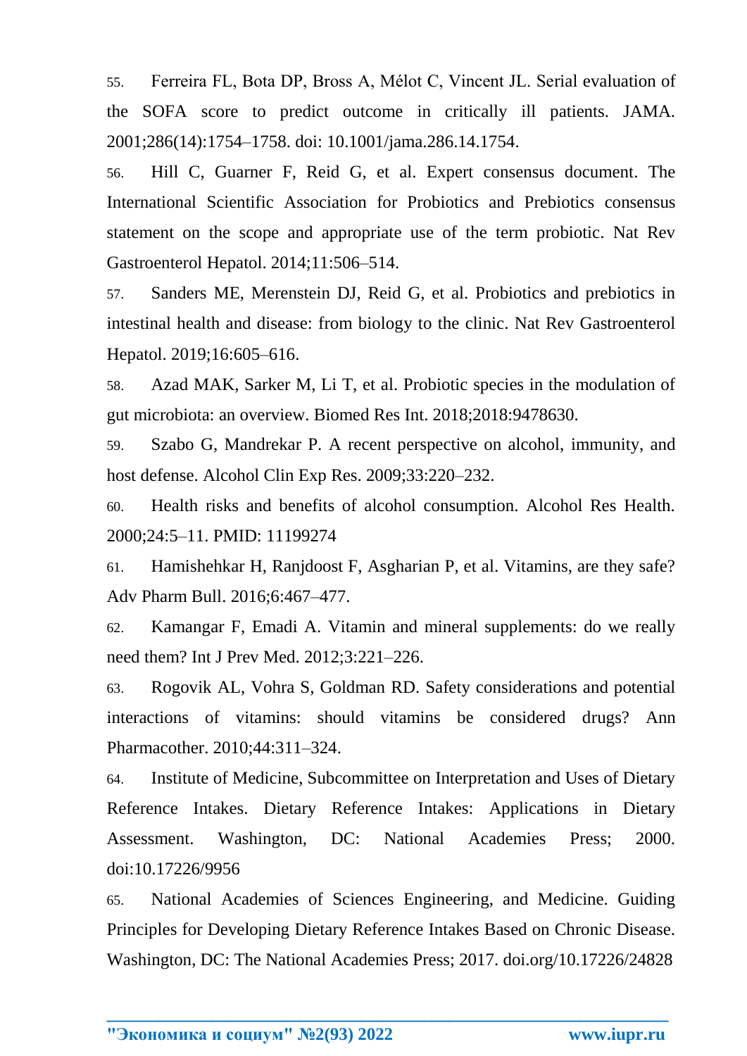55. Ferreira FL, Bota DP, Bross A, Mélot C, Vincent JL. Serial evaluation of the SOFA score to predict outcome in critically ill patients. JAMA. 2001;286(14):1754–1758. doi: 10.1001/jama.286.14.1754.

56. Hill C, Guarner F, Reid G, et al. Expert consensus document. The International Scientific Association for Probiotics and Prebiotics consensus statement on the scope and appropriate use of the term probiotic. Nat Rev Gastroenterol Hepatol. 2014;11:506–514.

57. Sanders ME, Merenstein DJ, Reid G, et al. Probiotics and prebiotics in intestinal health and disease: from biology to the clinic. Nat Rev Gastroenterol Hepatol. 2019;16:605–616.

58. Azad MAK, Sarker M, Li T, et al. Probiotic species in the modulation of gut microbiota: an overview. Biomed Res Int. 2018;2018:9478630.

59. Szabo G, Mandrekar P. A recent perspective on alcohol, immunity, and host defense. Alcohol Clin Exp Res. 2009;33:220–232.

60. Health risks and benefits of alcohol consumption. Alcohol Res Health. 2000;24:5–11. PMID: 11199274

61. Hamishehkar H, Ranjdoost F, Asgharian P, et al. Vitamins, are they safe? Adv Pharm Bull. 2016;6:467–477.

62. Kamangar F, Emadi A. Vitamin and mineral supplements: do we really need them? Int J Prev Med. 2012;3:221–226.

63. Rogovik AL, Vohra S, Goldman RD. Safety considerations and potential interactions of vitamins: should vitamins be considered drugs? Ann Pharmacother. 2010;44:311–324.

64. Institute of Medicine, Subcommittee on Interpretation and Uses of Dietary Reference Intakes. Dietary Reference Intakes: Applications in Dietary Assessment. Washington, DC: National Academies Press; 2000. doi:10.17226/9956

65. National Academies of Sciences Engineering, and Medicine. Guiding Principles for Developing Dietary Reference Intakes Based on Chronic Disease. Washington, DC: The National Academies Press; 2017. doi.org/10.17226/24828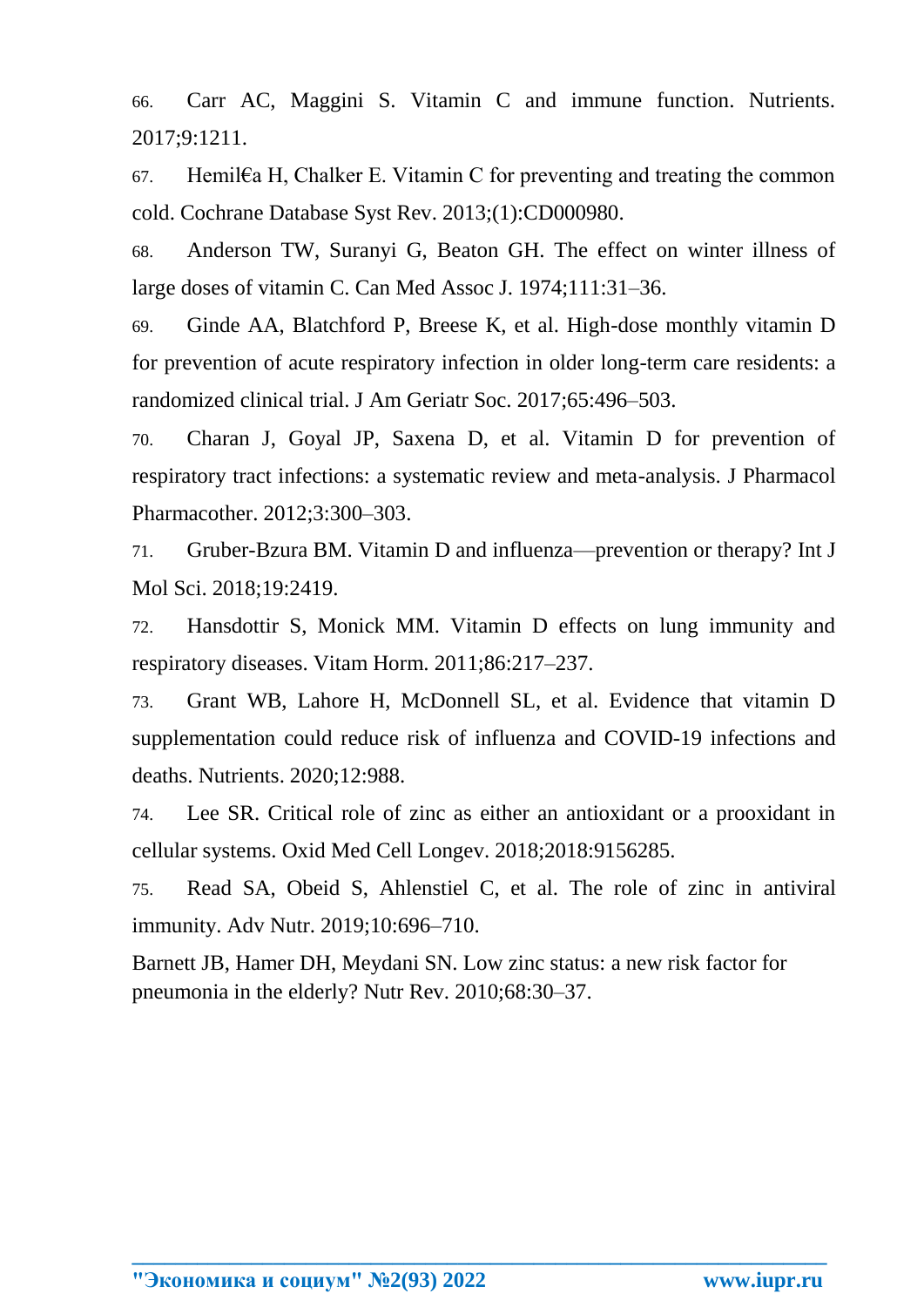66. Carr AC, Maggini S. Vitamin C and immune function. Nutrients. 2017;9:1211.

67. Hemil€a H, Chalker E. Vitamin C for preventing and treating the common cold. Cochrane Database Syst Rev. 2013;(1):CD000980.

68. Anderson TW, Suranyi G, Beaton GH. The effect on winter illness of large doses of vitamin C. Can Med Assoc J. 1974;111:31–36.

69. Ginde AA, Blatchford P, Breese K, et al. High-dose monthly vitamin D for prevention of acute respiratory infection in older long-term care residents: a randomized clinical trial. J Am Geriatr Soc. 2017;65:496–503.

70. Charan J, Goyal JP, Saxena D, et al. Vitamin D for prevention of respiratory tract infections: a systematic review and meta-analysis. J Pharmacol Pharmacother. 2012;3:300–303.

71. Gruber-Bzura BM. Vitamin D and influenza—prevention or therapy? Int J Mol Sci. 2018;19:2419.

72. Hansdottir S, Monick MM. Vitamin D effects on lung immunity and respiratory diseases. Vitam Horm. 2011;86:217–237.

73. Grant WB, Lahore H, McDonnell SL, et al. Evidence that vitamin D supplementation could reduce risk of influenza and COVID-19 infections and deaths. Nutrients. 2020;12:988.

74. Lee SR. Critical role of zinc as either an antioxidant or a prooxidant in cellular systems. Oxid Med Cell Longev. 2018;2018:9156285.

75. Read SA, Obeid S, Ahlenstiel C, et al. The role of zinc in antiviral immunity. Adv Nutr. 2019;10:696–710.

Barnett JB, Hamer DH, Meydani SN. Low zinc status: a new risk factor for pneumonia in the elderly? Nutr Rev. 2010;68:30–37.